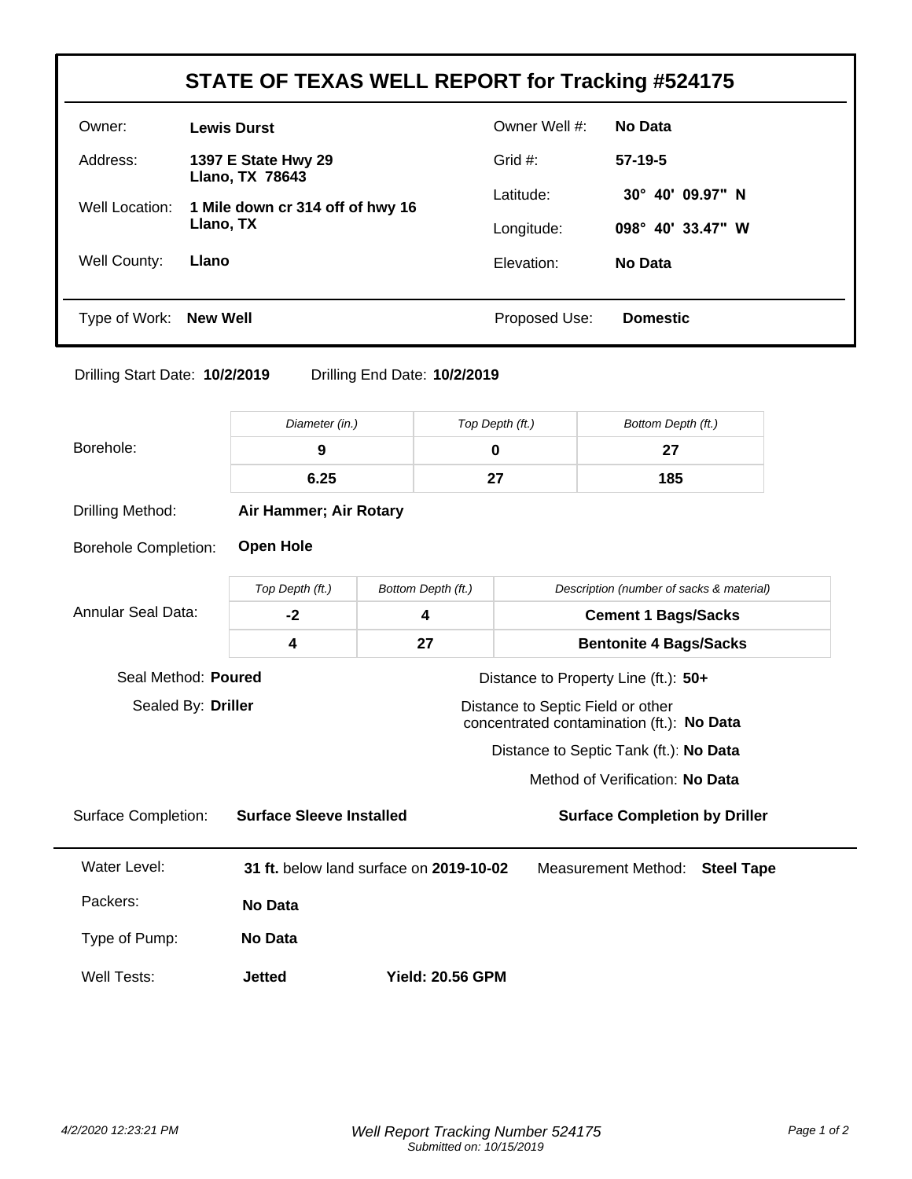# STATE OF TEXAS WELL REPORT for Tracking #524175

| | | | |
|---|---|---|---|
| Owner: | **Lewis Durst** | Owner Well #: | **No Data** |
| Address: | **1397 E State Hwy 29**<br>**Llano, TX 78643** | Grid #: | **57-19-5** |
| Well Location: | **1 Mile down cr 314 off of hwy 16**<br>**Llano, TX** | Latitude: | **30° 40' 09.97" N** |
| | | Longitude: | **098° 40' 33.47" W** |
| Well County: | **Llano** | Elevation: | **No Data** |
| Type of Work: | **New Well** | Proposed Use: | **Domestic** |

Drilling Start Date: **10/2/2019** Drilling End Date: **10/2/2019**

**Borehole:**

| *Diameter (in.)* | *Top Depth (ft.)* | *Bottom Depth (ft.)* |
|---|---|---|
| **9** | **0** | **27** |
| **6.25** | **27** | **185** |

Drilling Method: **Air Hammer; Air Rotary**

Borehole Completion: **Open Hole**

**Annular Seal Data:**

| *Top Depth (ft.)* | *Bottom Depth (ft.)* | *Description (number of sacks & material)* |
|---|---|---|
| **-2** | **4** | **Cement 1 Bags/Sacks** |
| **4** | **27** | **Bentonite 4 Bags/Sacks** |

Seal Method: **Poured**

Sealed By: **Driller**

Distance to Property Line (ft.): **50+**

Distance to Septic Field or other concentrated contamination (ft.): **No Data**

Distance to Septic Tank (ft.): **No Data**

Method of Verification: **No Data**

Surface Completion: **Surface Sleeve Installed** **Surface Completion by Driller**

Water Level: **31 ft.** below land surface on **2019-10-02** Measurement Method: **Steel Tape**

Packers: **No Data**

Type of Pump: **No Data**

Well Tests: **Jetted** **Yield: 20.56 GPM**

*Submitted on: 10/15/2019*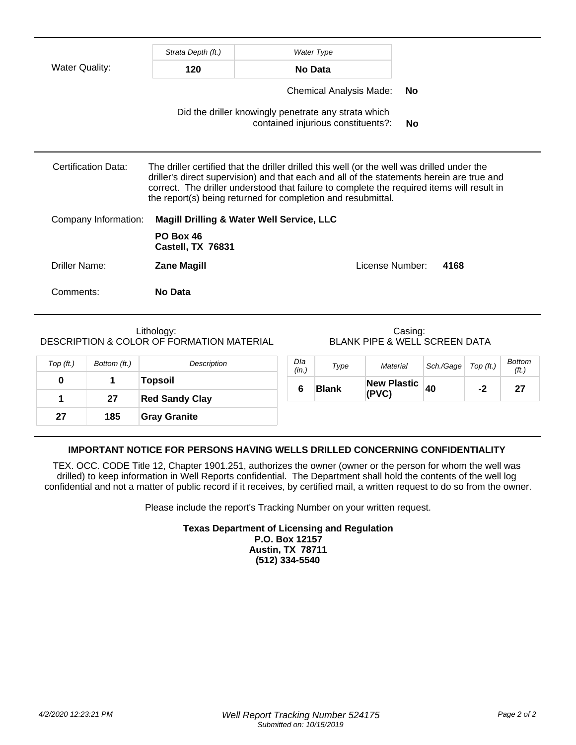Water Quality:

| Strata Depth (ft.) | Water Type |
|---|---|
| 120 | No Data |

Chemical Analysis Made: **No**

Did the driller knowingly penetrate any strata which contained injurious constituents?: **No**

---

Certification Data: The driller certified that the driller drilled this well (or the well was drilled under the driller's direct supervision) and that each and all of the statements herein are true and correct. The driller understood that failure to complete the required items will result in the report(s) being returned for completion and resubmittal.

Company Information: **Magill Drilling & Water Well Service, LLC**

**PO Box 46**
**Castell, TX 76831**

Driller Name: **Zane Magill** License Number: **4168**

Comments: **No Data**

---

Lithology:
DESCRIPTION & COLOR OF FORMATION MATERIAL

| Top (ft.) | Bottom (ft.) | Description |
|---|---|---|
| 0 | 1 | Topsoil |
| 1 | 27 | Red Sandy Clay |
| 27 | 185 | Gray Granite |

Casing:
BLANK PIPE & WELL SCREEN DATA

| Dia (in.) | Type | Material | Sch./Gage | Top (ft.) | Bottom (ft.) |
|---|---|---|---|---|---|
| 6 | Blank | New Plastic (PVC) | 40 | -2 | 27 |

---

**IMPORTANT NOTICE FOR PERSONS HAVING WELLS DRILLED CONCERNING CONFIDENTIALITY**

TEX. OCC. CODE Title 12, Chapter 1901.251, authorizes the owner (owner or the person for whom the well was drilled) to keep information in Well Reports confidential. The Department shall hold the contents of the well log confidential and not a matter of public record if it receives, by certified mail, a written request to do so from the owner.

Please include the report's Tracking Number on your written request.

**Texas Department of Licensing and Regulation**
**P.O. Box 12157**
**Austin, TX 78711**
**(512) 334-5540**

4/2/2020 12:23:21 PM

*Well Report Tracking Number 524175*
*Submitted on: 10/15/2019*